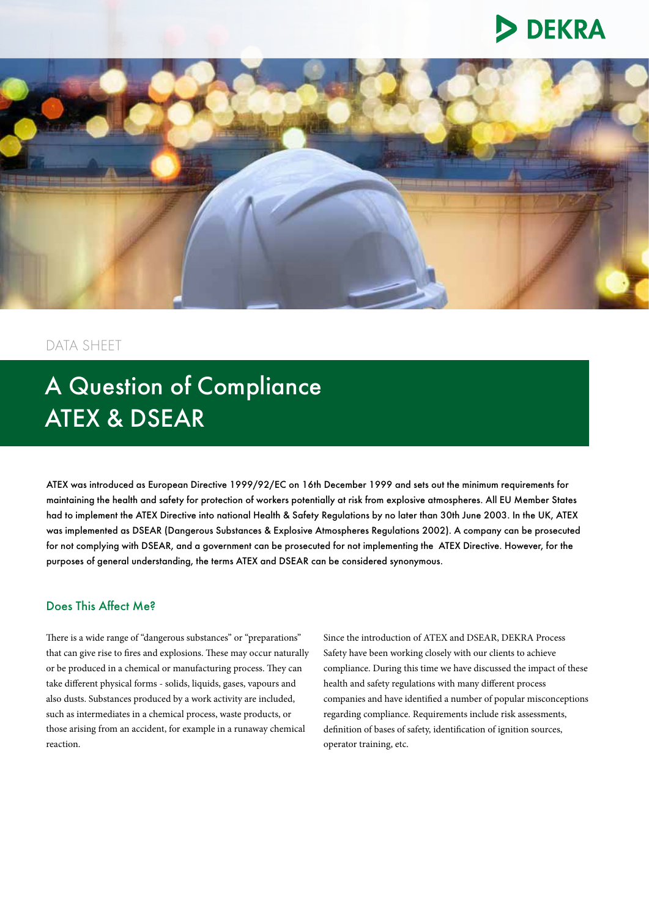DATA SHEET

# A Question of Compliance
# ATEX & DSEAR

ATEX was introduced as European Directive 1999/92/EC on 16th December 1999 and sets out the minimum requirements for maintaining the health and safety for protection of workers potentially at risk from explosive atmospheres. All EU Member States had to implement the ATEX Directive into national Health & Safety Regulations by no later than 30th June 2003. In the UK, ATEX was implemented as DSEAR (Dangerous Substances & Explosive Atmospheres Regulations 2002). A company can be prosecuted for not complying with DSEAR, and a government can be prosecuted for not implementing the ATEX Directive. However, for the purposes of general understanding, the terms ATEX and DSEAR can be considered synonymous.

## Does This Affect Me?

There is a wide range of "dangerous substances" or "preparations" that can give rise to fires and explosions. These may occur naturally or be produced in a chemical or manufacturing process. They can take different physical forms - solids, liquids, gases, vapours and also dusts. Substances produced by a work activity are included, such as intermediates in a chemical process, waste products, or those arising from an accident, for example in a runaway chemical reaction.

Since the introduction of ATEX and DSEAR, DEKRA Process Safety have been working closely with our clients to achieve compliance. During this time we have discussed the impact of these health and safety regulations with many different process companies and have identified a number of popular misconceptions regarding compliance. Requirements include risk assessments, definition of bases of safety, identification of ignition sources, operator training, etc.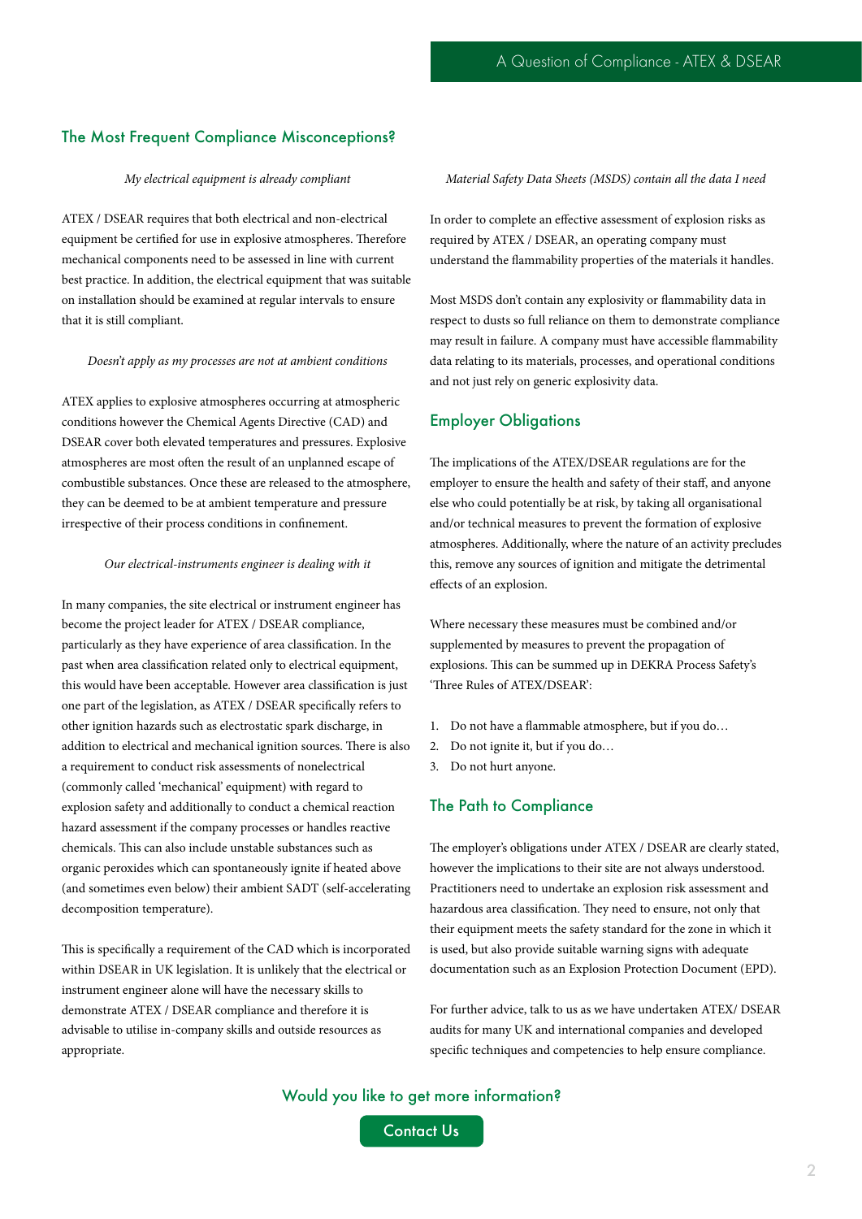## The Most Frequent Compliance Misconceptions?

*My electrical equipment is already compliant*

ATEX / DSEAR requires that both electrical and non-electrical equipment be certified for use in explosive atmospheres. Therefore mechanical components need to be assessed in line with current best practice. In addition, the electrical equipment that was suitable on installation should be examined at regular intervals to ensure that it is still compliant.

*Doesn't apply as my processes are not at ambient conditions*

ATEX applies to explosive atmospheres occurring at atmospheric conditions however the Chemical Agents Directive (CAD) and DSEAR cover both elevated temperatures and pressures. Explosive atmospheres are most often the result of an unplanned escape of combustible substances. Once these are released to the atmosphere, they can be deemed to be at ambient temperature and pressure irrespective of their process conditions in confinement.

*Our electrical-instruments engineer is dealing with it*

In many companies, the site electrical or instrument engineer has become the project leader for ATEX / DSEAR compliance, particularly as they have experience of area classification. In the past when area classification related only to electrical equipment, this would have been acceptable. However area classification is just one part of the legislation, as ATEX / DSEAR specifically refers to other ignition hazards such as electrostatic spark discharge, in addition to electrical and mechanical ignition sources. There is also a requirement to conduct risk assessments of nonelectrical (commonly called 'mechanical' equipment) with regard to explosion safety and additionally to conduct a chemical reaction hazard assessment if the company processes or handles reactive chemicals. This can also include unstable substances such as organic peroxides which can spontaneously ignite if heated above (and sometimes even below) their ambient SADT (self-accelerating decomposition temperature).

This is specifically a requirement of the CAD which is incorporated within DSEAR in UK legislation. It is unlikely that the electrical or instrument engineer alone will have the necessary skills to demonstrate ATEX / DSEAR compliance and therefore it is advisable to utilise in-company skills and outside resources as appropriate.

*Material Safety Data Sheets (MSDS) contain all the data I need*

In order to complete an effective assessment of explosion risks as required by ATEX / DSEAR, an operating company must understand the flammability properties of the materials it handles.

Most MSDS don't contain any explosivity or flammability data in respect to dusts so full reliance on them to demonstrate compliance may result in failure. A company must have accessible flammability data relating to its materials, processes, and operational conditions and not just rely on generic explosivity data.

## Employer Obligations

The implications of the ATEX/DSEAR regulations are for the employer to ensure the health and safety of their staff, and anyone else who could potentially be at risk, by taking all organisational and/or technical measures to prevent the formation of explosive atmospheres. Additionally, where the nature of an activity precludes this, remove any sources of ignition and mitigate the detrimental effects of an explosion.

Where necessary these measures must be combined and/or supplemented by measures to prevent the propagation of explosions. This can be summed up in DEKRA Process Safety's 'Three Rules of ATEX/DSEAR':

1. Do not have a flammable atmosphere, but if you do…
2. Do not ignite it, but if you do…
3. Do not hurt anyone.

## The Path to Compliance

The employer's obligations under ATEX / DSEAR are clearly stated, however the implications to their site are not always understood. Practitioners need to undertake an explosion risk assessment and hazardous area classification. They need to ensure, not only that their equipment meets the safety standard for the zone in which it is used, but also provide suitable warning signs with adequate documentation such as an Explosion Protection Document (EPD).

For further advice, talk to us as we have undertaken ATEX/ DSEAR audits for many UK and international companies and developed specific techniques and competencies to help ensure compliance.

Would you like to get more information?

Contact Us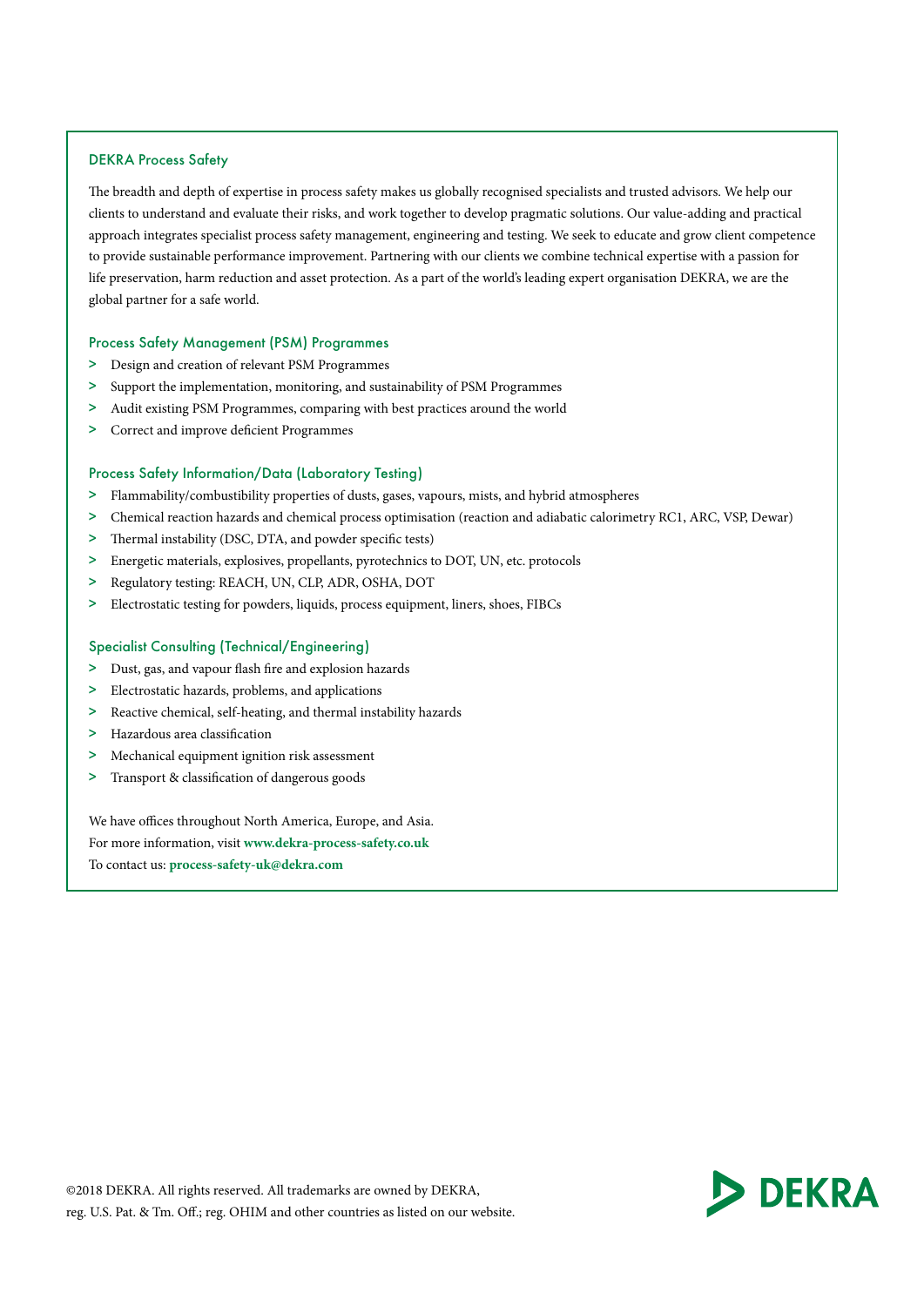## DEKRA Process Safety

The breadth and depth of expertise in process safety makes us globally recognised specialists and trusted advisors. We help our clients to understand and evaluate their risks, and work together to develop pragmatic solutions. Our value-adding and practical approach integrates specialist process safety management, engineering and testing. We seek to educate and grow client competence to provide sustainable performance improvement. Partnering with our clients we combine technical expertise with a passion for life preservation, harm reduction and asset protection. As a part of the world's leading expert organisation DEKRA, we are the global partner for a safe world.

### Process Safety Management (PSM) Programmes

- Design and creation of relevant PSM Programmes
- Support the implementation, monitoring, and sustainability of PSM Programmes
- Audit existing PSM Programmes, comparing with best practices around the world
- Correct and improve deficient Programmes

### Process Safety Information/Data (Laboratory Testing)

- Flammability/combustibility properties of dusts, gases, vapours, mists, and hybrid atmospheres
- Chemical reaction hazards and chemical process optimisation (reaction and adiabatic calorimetry RC1, ARC, VSP, Dewar)
- Thermal instability (DSC, DTA, and powder specific tests)
- Energetic materials, explosives, propellants, pyrotechnics to DOT, UN, etc. protocols
- Regulatory testing: REACH, UN, CLP, ADR, OSHA, DOT
- Electrostatic testing for powders, liquids, process equipment, liners, shoes, FIBCs

### Specialist Consulting (Technical/Engineering)

- Dust, gas, and vapour flash fire and explosion hazards
- Electrostatic hazards, problems, and applications
- Reactive chemical, self-heating, and thermal instability hazards
- Hazardous area classification
- Mechanical equipment ignition risk assessment
- Transport & classification of dangerous goods

We have offices throughout North America, Europe, and Asia.
For more information, visit **www.dekra-process-safety.co.uk**
To contact us: **process-safety-uk@dekra.com**

©2018 DEKRA. All rights reserved. All trademarks are owned by DEKRA, reg. U.S. Pat. & Tm. Off.; reg. OHIM and other countries as listed on our website.

DEKRA